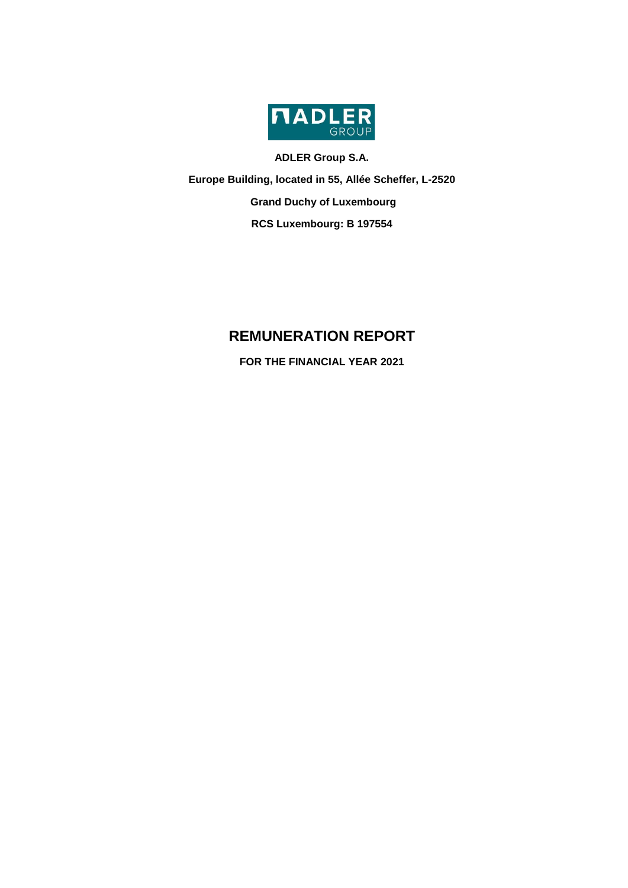**ADLER Group S.A.**

**Europe Building, located in 55, Allée Scheffer, L-2520**

**Grand Duchy of Luxembourg**

**RCS Luxembourg: B 197554**

# REMUNERATION REPORT

**FOR THE FINANCIAL YEAR 2021**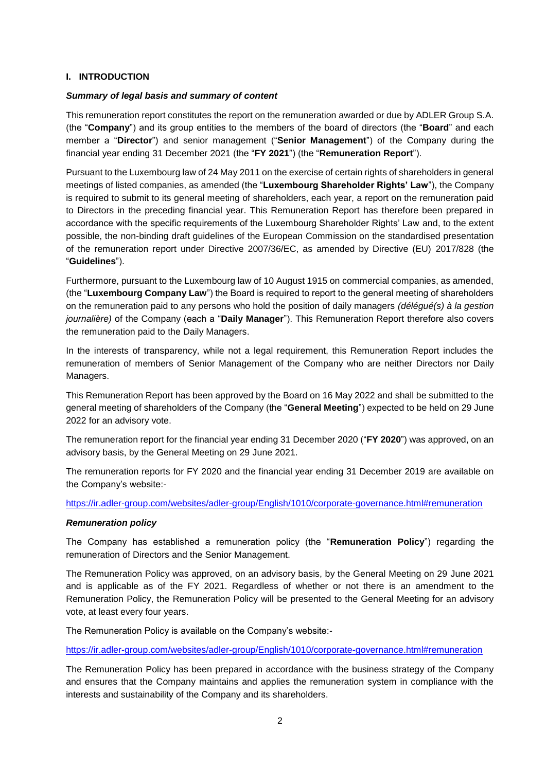## I. INTRODUCTION

### *Summary of legal basis and summary of content*

This remuneration report constitutes the report on the remuneration awarded or due by ADLER Group S.A. (the "**Company**") and its group entities to the members of the board of directors (the "**Board**" and each member a "**Director**") and senior management ("**Senior Management**") of the Company during the financial year ending 31 December 2021 (the "**FY 2021**") (the "**Remuneration Report**").

Pursuant to the Luxembourg law of 24 May 2011 on the exercise of certain rights of shareholders in general meetings of listed companies, as amended (the "**Luxembourg Shareholder Rights' Law**"), the Company is required to submit to its general meeting of shareholders, each year, a report on the remuneration paid to Directors in the preceding financial year. This Remuneration Report has therefore been prepared in accordance with the specific requirements of the Luxembourg Shareholder Rights' Law and, to the extent possible, the non-binding draft guidelines of the European Commission on the standardised presentation of the remuneration report under Directive 2007/36/EC, as amended by Directive (EU) 2017/828 (the "**Guidelines**").

Furthermore, pursuant to the Luxembourg law of 10 August 1915 on commercial companies, as amended, (the "**Luxembourg Company Law**") the Board is required to report to the general meeting of shareholders on the remuneration paid to any persons who hold the position of daily managers *(délégué(s) à la gestion journalière)* of the Company (each a "**Daily Manager**"). This Remuneration Report therefore also covers the remuneration paid to the Daily Managers.

In the interests of transparency, while not a legal requirement, this Remuneration Report includes the remuneration of members of Senior Management of the Company who are neither Directors nor Daily Managers.

This Remuneration Report has been approved by the Board on 16 May 2022 and shall be submitted to the general meeting of shareholders of the Company (the "**General Meeting**") expected to be held on 29 June 2022 for an advisory vote.

The remuneration report for the financial year ending 31 December 2020 ("**FY 2020**") was approved, on an advisory basis, by the General Meeting on 29 June 2021.

The remuneration reports for FY 2020 and the financial year ending 31 December 2019 are available on the Company's website:-

https://ir.adler-group.com/websites/adler-group/English/1010/corporate-governance.html#remuneration

### *Remuneration policy*

The Company has established a remuneration policy (the "**Remuneration Policy**") regarding the remuneration of Directors and the Senior Management.

The Remuneration Policy was approved, on an advisory basis, by the General Meeting on 29 June 2021 and is applicable as of the FY 2021. Regardless of whether or not there is an amendment to the Remuneration Policy, the Remuneration Policy will be presented to the General Meeting for an advisory vote, at least every four years.

The Remuneration Policy is available on the Company's website:-

https://ir.adler-group.com/websites/adler-group/English/1010/corporate-governance.html#remuneration

The Remuneration Policy has been prepared in accordance with the business strategy of the Company and ensures that the Company maintains and applies the remuneration system in compliance with the interests and sustainability of the Company and its shareholders.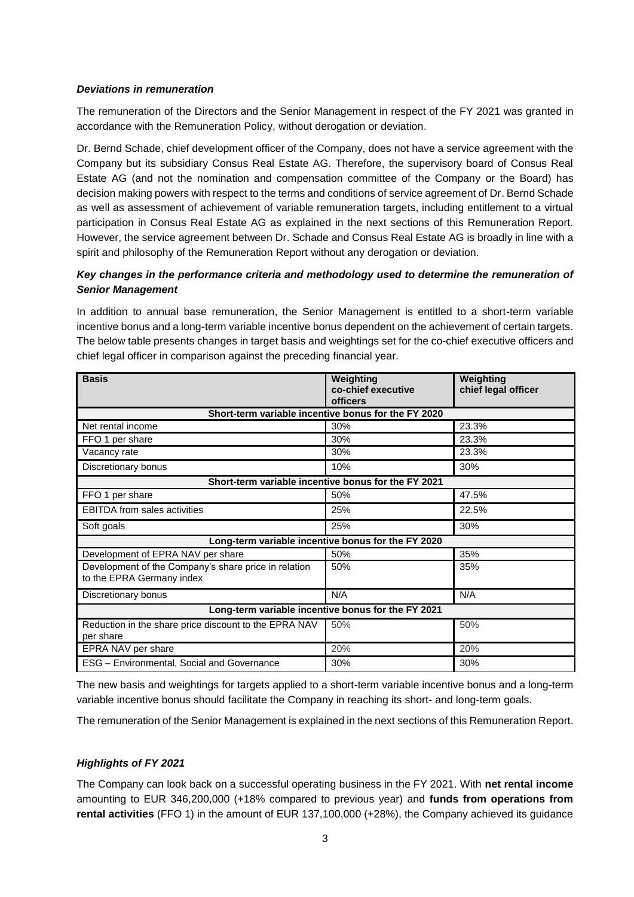***Deviations in remuneration***

The remuneration of the Directors and the Senior Management in respect of the FY 2021 was granted in accordance with the Remuneration Policy, without derogation or deviation.

Dr. Bernd Schade, chief development officer of the Company, does not have a service agreement with the Company but its subsidiary Consus Real Estate AG. Therefore, the supervisory board of Consus Real Estate AG (and not the nomination and compensation committee of the Company or the Board) has decision making powers with respect to the terms and conditions of service agreement of Dr. Bernd Schade as well as assessment of achievement of variable remuneration targets, including entitlement to a virtual participation in Consus Real Estate AG as explained in the next sections of this Remuneration Report. However, the service agreement between Dr. Schade and Consus Real Estate AG is broadly in line with a spirit and philosophy of the Remuneration Report without any derogation or deviation.

***Key changes in the performance criteria and methodology used to determine the remuneration of Senior Management***

In addition to annual base remuneration, the Senior Management is entitled to a short-term variable incentive bonus and a long-term variable incentive bonus dependent on the achievement of certain targets. The below table presents changes in target basis and weightings set for the co-chief executive officers and chief legal officer in comparison against the preceding financial year.

| Basis | Weighting co-chief executive officers | Weighting chief legal officer |
|---|---|---|
| **Short-term variable incentive bonus for the FY 2020** | | |
| Net rental income | 30% | 23.3% |
| FFO 1 per share | 30% | 23.3% |
| Vacancy rate | 30% | 23.3% |
| Discretionary bonus | 10% | 30% |
| **Short-term variable incentive bonus for the FY 2021** | | |
| FFO 1 per share | 50% | 47.5% |
| EBITDA from sales activities | 25% | 22.5% |
| Soft goals | 25% | 30% |
| **Long-term variable incentive bonus for the FY 2020** | | |
| Development of EPRA NAV per share | 50% | 35% |
| Development of the Company's share price in relation to the EPRA Germany index | 50% | 35% |
| Discretionary bonus | N/A | N/A |
| **Long-term variable incentive bonus for the FY 2021** | | |
| Reduction in the share price discount to the EPRA NAV per share | 50% | 50% |
| EPRA NAV per share | 20% | 20% |
| ESG – Environmental, Social and Governance | 30% | 30% |

The new basis and weightings for targets applied to a short-term variable incentive bonus and a long-term variable incentive bonus should facilitate the Company in reaching its short- and long-term goals.

The remuneration of the Senior Management is explained in the next sections of this Remuneration Report.

***Highlights of FY 2021***

The Company can look back on a successful operating business in the FY 2021. With **net rental income** amounting to EUR 346,200,000 (+18% compared to previous year) and **funds from operations from rental activities** (FFO 1) in the amount of EUR 137,100,000 (+28%), the Company achieved its guidance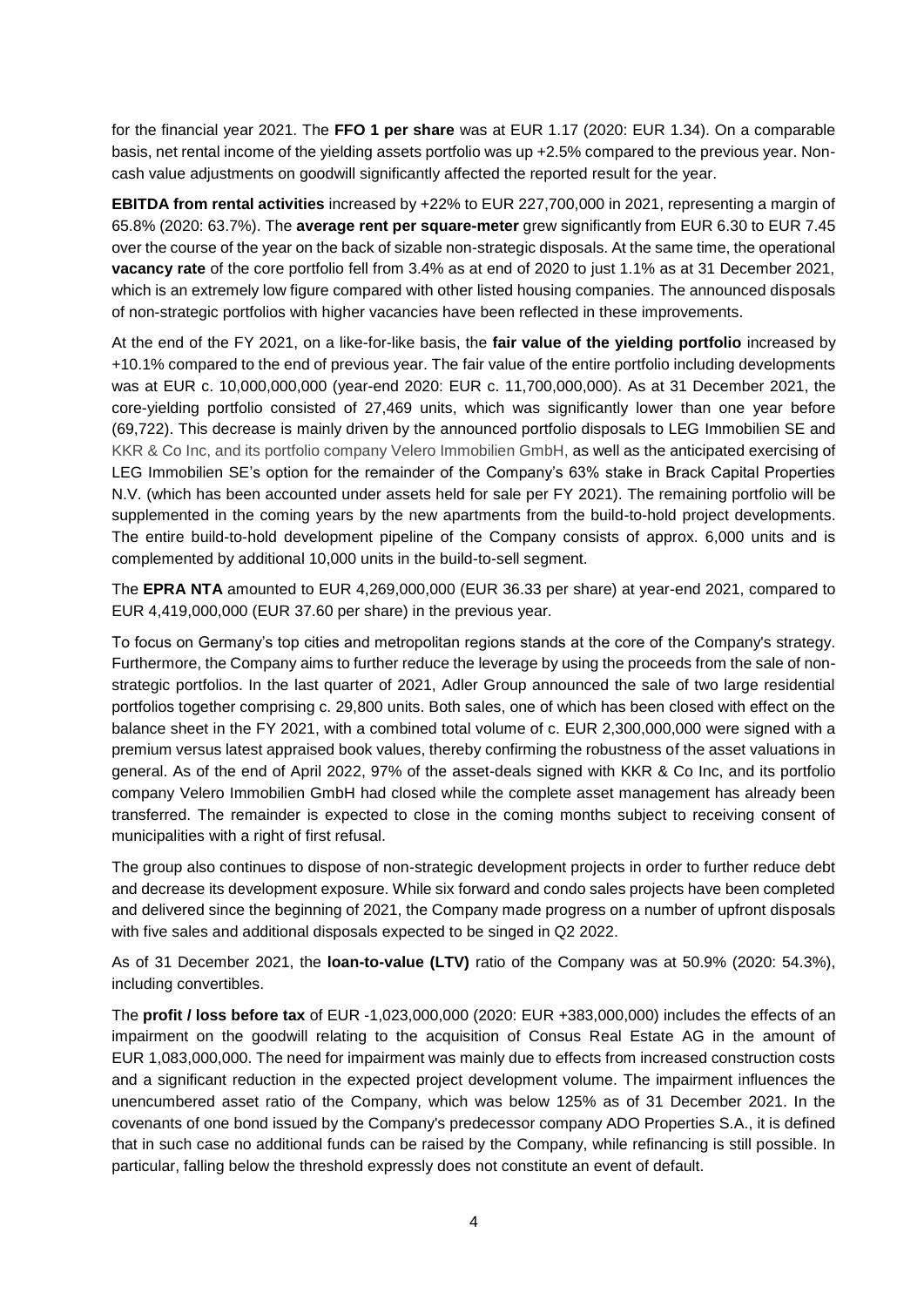for the financial year 2021. The **FFO 1 per share** was at EUR 1.17 (2020: EUR 1.34). On a comparable basis, net rental income of the yielding assets portfolio was up +2.5% compared to the previous year. Non-cash value adjustments on goodwill significantly affected the reported result for the year.

**EBITDA from rental activities** increased by +22% to EUR 227,700,000 in 2021, representing a margin of 65.8% (2020: 63.7%). The **average rent per square-meter** grew significantly from EUR 6.30 to EUR 7.45 over the course of the year on the back of sizable non-strategic disposals. At the same time, the operational **vacancy rate** of the core portfolio fell from 3.4% as at end of 2020 to just 1.1% as at 31 December 2021, which is an extremely low figure compared with other listed housing companies. The announced disposals of non-strategic portfolios with higher vacancies have been reflected in these improvements.

At the end of the FY 2021, on a like-for-like basis, the **fair value of the yielding portfolio** increased by +10.1% compared to the end of previous year. The fair value of the entire portfolio including developments was at EUR c. 10,000,000,000 (year-end 2020: EUR c. 11,700,000,000). As at 31 December 2021, the core-yielding portfolio consisted of 27,469 units, which was significantly lower than one year before (69,722). This decrease is mainly driven by the announced portfolio disposals to LEG Immobilien SE and KKR & Co Inc, and its portfolio company Velero Immobilien GmbH, as well as the anticipated exercising of LEG Immobilien SE's option for the remainder of the Company's 63% stake in Brack Capital Properties N.V. (which has been accounted under assets held for sale per FY 2021). The remaining portfolio will be supplemented in the coming years by the new apartments from the build-to-hold project developments. The entire build-to-hold development pipeline of the Company consists of approx. 6,000 units and is complemented by additional 10,000 units in the build-to-sell segment.

The **EPRA NTA** amounted to EUR 4,269,000,000 (EUR 36.33 per share) at year-end 2021, compared to EUR 4,419,000,000 (EUR 37.60 per share) in the previous year.

To focus on Germany's top cities and metropolitan regions stands at the core of the Company's strategy. Furthermore, the Company aims to further reduce the leverage by using the proceeds from the sale of non-strategic portfolios. In the last quarter of 2021, Adler Group announced the sale of two large residential portfolios together comprising c. 29,800 units. Both sales, one of which has been closed with effect on the balance sheet in the FY 2021, with a combined total volume of c. EUR 2,300,000,000 were signed with a premium versus latest appraised book values, thereby confirming the robustness of the asset valuations in general. As of the end of April 2022, 97% of the asset-deals signed with KKR & Co Inc, and its portfolio company Velero Immobilien GmbH had closed while the complete asset management has already been transferred. The remainder is expected to close in the coming months subject to receiving consent of municipalities with a right of first refusal.

The group also continues to dispose of non-strategic development projects in order to further reduce debt and decrease its development exposure. While six forward and condo sales projects have been completed and delivered since the beginning of 2021, the Company made progress on a number of upfront disposals with five sales and additional disposals expected to be singed in Q2 2022.

As of 31 December 2021, the **loan-to-value (LTV)** ratio of the Company was at 50.9% (2020: 54.3%), including convertibles.

The **profit / loss before tax** of EUR -1,023,000,000 (2020: EUR +383,000,000) includes the effects of an impairment on the goodwill relating to the acquisition of Consus Real Estate AG in the amount of EUR 1,083,000,000. The need for impairment was mainly due to effects from increased construction costs and a significant reduction in the expected project development volume. The impairment influences the unencumbered asset ratio of the Company, which was below 125% as of 31 December 2021. In the covenants of one bond issued by the Company's predecessor company ADO Properties S.A., it is defined that in such case no additional funds can be raised by the Company, while refinancing is still possible. In particular, falling below the threshold expressly does not constitute an event of default.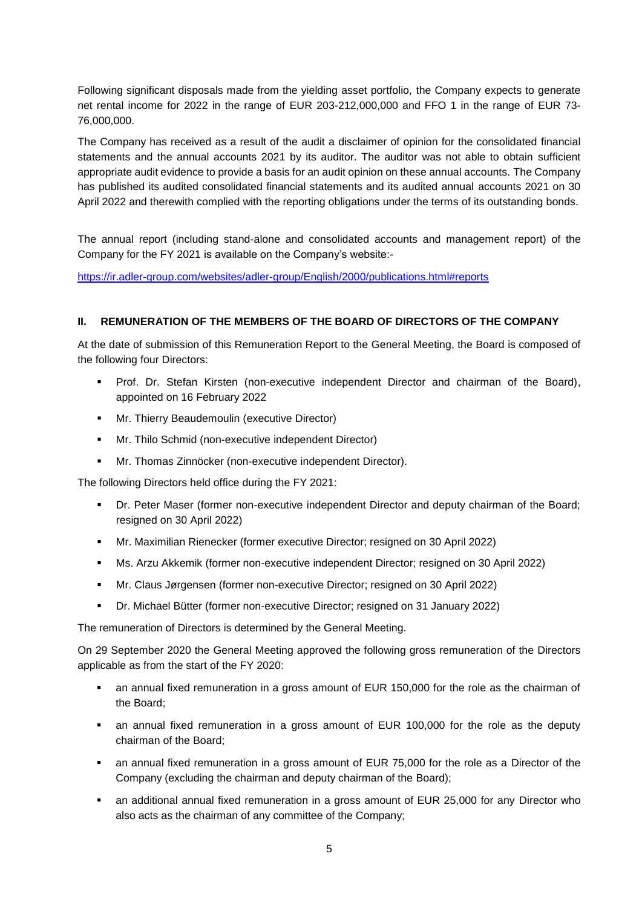Following significant disposals made from the yielding asset portfolio, the Company expects to generate net rental income for 2022 in the range of EUR 203-212,000,000 and FFO 1 in the range of EUR 73-76,000,000.

The Company has received as a result of the audit a disclaimer of opinion for the consolidated financial statements and the annual accounts 2021 by its auditor. The auditor was not able to obtain sufficient appropriate audit evidence to provide a basis for an audit opinion on these annual accounts. The Company has published its audited consolidated financial statements and its audited annual accounts 2021 on 30 April 2022 and therewith complied with the reporting obligations under the terms of its outstanding bonds.

The annual report (including stand-alone and consolidated accounts and management report) of the Company for the FY 2021 is available on the Company's website:-

https://ir.adler-group.com/websites/adler-group/English/2000/publications.html#reports

## II. REMUNERATION OF THE MEMBERS OF THE BOARD OF DIRECTORS OF THE COMPANY

At the date of submission of this Remuneration Report to the General Meeting, the Board is composed of the following four Directors:

- Prof. Dr. Stefan Kirsten (non-executive independent Director and chairman of the Board), appointed on 16 February 2022
- Mr. Thierry Beaudemoulin (executive Director)
- Mr. Thilo Schmid (non-executive independent Director)
- Mr. Thomas Zinnöcker (non-executive independent Director).

The following Directors held office during the FY 2021:

- Dr. Peter Maser (former non-executive independent Director and deputy chairman of the Board; resigned on 30 April 2022)
- Mr. Maximilian Rienecker (former executive Director; resigned on 30 April 2022)
- Ms. Arzu Akkemik (former non-executive independent Director; resigned on 30 April 2022)
- Mr. Claus Jørgensen (former non-executive Director; resigned on 30 April 2022)
- Dr. Michael Bütter (former non-executive Director; resigned on 31 January 2022)

The remuneration of Directors is determined by the General Meeting.

On 29 September 2020 the General Meeting approved the following gross remuneration of the Directors applicable as from the start of the FY 2020:

- an annual fixed remuneration in a gross amount of EUR 150,000 for the role as the chairman of the Board;
- an annual fixed remuneration in a gross amount of EUR 100,000 for the role as the deputy chairman of the Board;
- an annual fixed remuneration in a gross amount of EUR 75,000 for the role as a Director of the Company (excluding the chairman and deputy chairman of the Board);
- an additional annual fixed remuneration in a gross amount of EUR 25,000 for any Director who also acts as the chairman of any committee of the Company;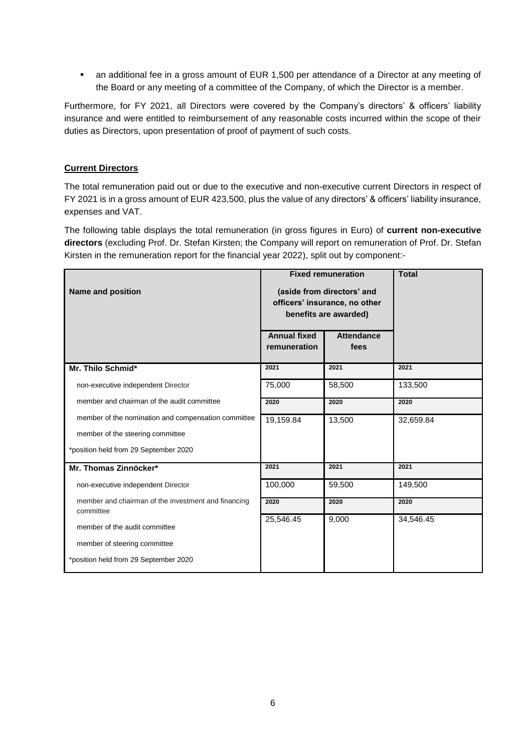- an additional fee in a gross amount of EUR 1,500 per attendance of a Director at any meeting of the Board or any meeting of a committee of the Company, of which the Director is a member.

Furthermore, for FY 2021, all Directors were covered by the Company's directors' & officers' liability insurance and were entitled to reimbursement of any reasonable costs incurred within the scope of their duties as Directors, upon presentation of proof of payment of such costs.

**Current Directors**

The total remuneration paid out or due to the executive and non-executive current Directors in respect of FY 2021 is in a gross amount of EUR 423,500, plus the value of any directors' & officers' liability insurance, expenses and VAT.

The following table displays the total remuneration (in gross figures in Euro) of **current non-executive directors** (excluding Prof. Dr. Stefan Kirsten; the Company will report on remuneration of Prof. Dr. Stefan Kirsten in the remuneration report for the financial year 2022), split out by component:-

| Name and position | Fixed remuneration (aside from directors' and officers' insurance, no other benefits are awarded) | | Total |
|---|---|---|---|
| | Annual fixed remuneration | Attendance fees | |
| **Mr. Thilo Schmid*** | 2021 | 2021 | 2021 |
| non-executive independent Director | 75,000 | 58,500 | 133,500 |
| member and chairman of the audit committee | 2020 | 2020 | 2020 |
| member of the nomination and compensation committee | 19,159.84 | 13,500 | 32,659.84 |
| member of the steering committee | | | |
| *position held from 29 September 2020 | | | |
| **Mr. Thomas Zinnöcker*** | 2021 | 2021 | 2021 |
| non-executive independent Director | 100,000 | 59,500 | 149,500 |
| member and chairman of the investment and financing committee | 2020 | 2020 | 2020 |
| member of the audit committee | 25,546.45 | 9,000 | 34,546.45 |
| member of steering committee | | | |
| *position held from 29 September 2020 | | | |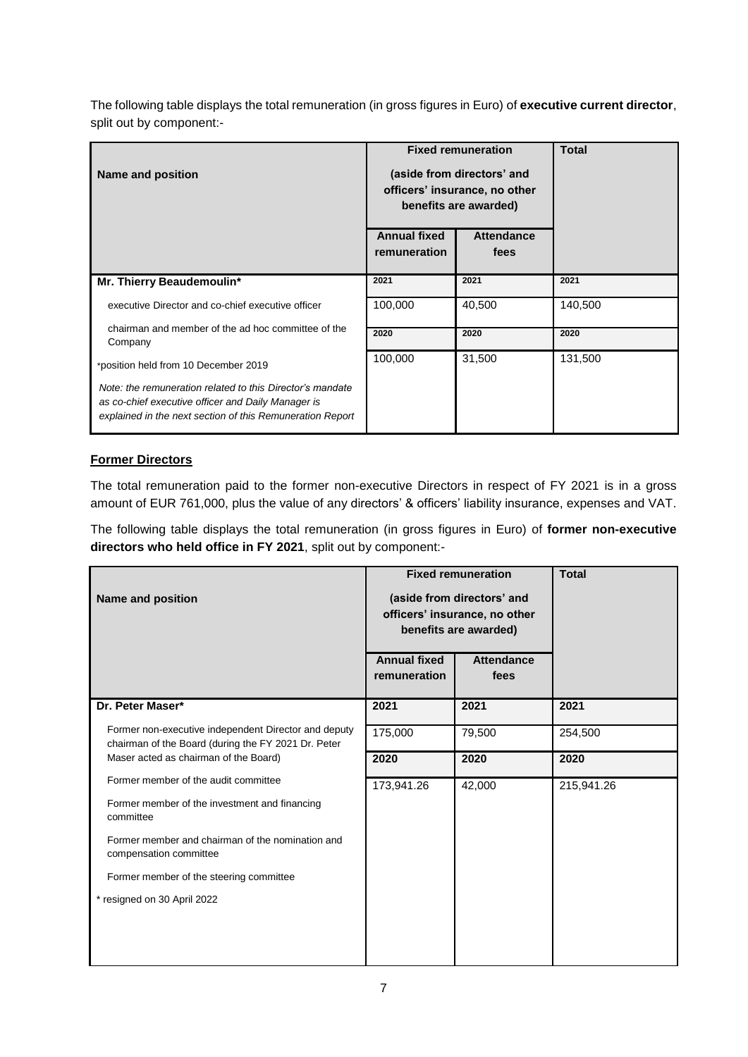The following table displays the total remuneration (in gross figures in Euro) of **executive current director**, split out by component:-

| Name and position | Fixed remuneration (aside from directors' and officers' insurance, no other benefits are awarded) | | Total |
|---|---|---|---|
| | Annual fixed remuneration | Attendance fees | |
| **Mr. Thierry Beaudemoulin*** | 2021 | 2021 | 2021 |
| executive Director and co-chief executive officer | 100,000 | 40,500 | 140,500 |
| chairman and member of the ad hoc committee of the Company | 2020 | 2020 | 2020 |
| *position held from 10 December 2019 | 100,000 | 31,500 | 131,500 |
| *Note: the remuneration related to this Director's mandate as co-chief executive officer and Daily Manager is explained in the next section of this Remuneration Report* | | | |

**Former Directors**

The total remuneration paid to the former non-executive Directors in respect of FY 2021 is in a gross amount of EUR 761,000, plus the value of any directors' & officers' liability insurance, expenses and VAT.

The following table displays the total remuneration (in gross figures in Euro) of **former non-executive directors who held office in FY 2021**, split out by component:-

| Name and position | Fixed remuneration (aside from directors' and officers' insurance, no other benefits are awarded) | | Total |
|---|---|---|---|
| | Annual fixed remuneration | Attendance fees | |
| **Dr. Peter Maser*** | **2021** | **2021** | **2021** |
| Former non-executive independent Director and deputy chairman of the Board (during the FY 2021 Dr. Peter Maser acted as chairman of the Board) | 175,000 | 79,500 | 254,500 |
| | **2020** | **2020** | **2020** |
| Former member of the audit committee | 173,941.26 | 42,000 | 215,941.26 |
| Former member of the investment and financing committee | | | |
| Former member and chairman of the nomination and compensation committee | | | |
| Former member of the steering committee | | | |
| * resigned on 30 April 2022 | | | |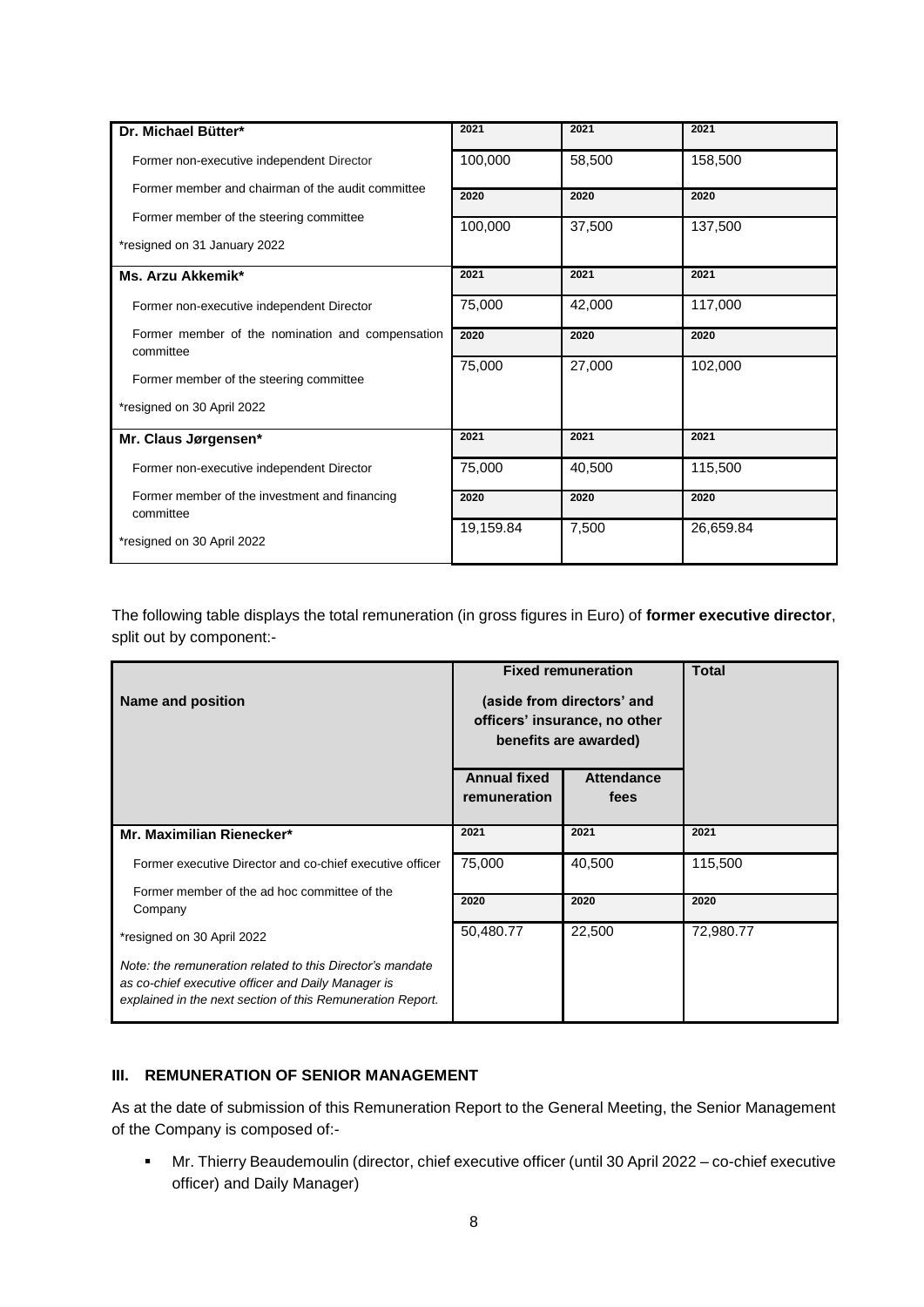| | | | |
|---|---|---|---|
| **Dr. Michael Bütter*** | 2021 | 2021 | 2021 |
| Former non-executive independent Director | 100,000 | 58,500 | 158,500 |
| Former member and chairman of the audit committee | 2020 | 2020 | 2020 |
| Former member of the steering committee | 100,000 | 37,500 | 137,500 |
| *resigned on 31 January 2022 | | | |
| **Ms. Arzu Akkemik*** | 2021 | 2021 | 2021 |
| Former non-executive independent Director | 75,000 | 42,000 | 117,000 |
| Former member of the nomination and compensation committee | 2020 | 2020 | 2020 |
| Former member of the steering committee | 75,000 | 27,000 | 102,000 |
| *resigned on 30 April 2022 | | | |
| **Mr. Claus Jørgensen*** | 2021 | 2021 | 2021 |
| Former non-executive independent Director | 75,000 | 40,500 | 115,500 |
| Former member of the investment and financing committee | 2020 | 2020 | 2020 |
| *resigned on 30 April 2022 | 19,159.84 | 7,500 | 26,659.84 |

The following table displays the total remuneration (in gross figures in Euro) of **former executive director**, split out by component:-

| **Name and position** | **Fixed remuneration** (aside from directors' and officers' insurance, no other benefits are awarded) | | **Total** |
|---|---|---|---|
| | **Annual fixed remuneration** | **Attendance fees** | |
| **Mr. Maximilian Rienecker*** | 2021 | 2021 | 2021 |
| Former executive Director and co-chief executive officer | 75,000 | 40,500 | 115,500 |
| Former member of the ad hoc committee of the Company | 2020 | 2020 | 2020 |
| *resigned on 30 April 2022 | 50,480.77 | 22,500 | 72,980.77 |
| *Note: the remuneration related to this Director's mandate as co-chief executive officer and Daily Manager is explained in the next section of this Remuneration Report.* | | | |

## III. REMUNERATION OF SENIOR MANAGEMENT

As at the date of submission of this Remuneration Report to the General Meeting, the Senior Management of the Company is composed of:-

- Mr. Thierry Beaudemoulin (director, chief executive officer (until 30 April 2022 – co-chief executive officer) and Daily Manager)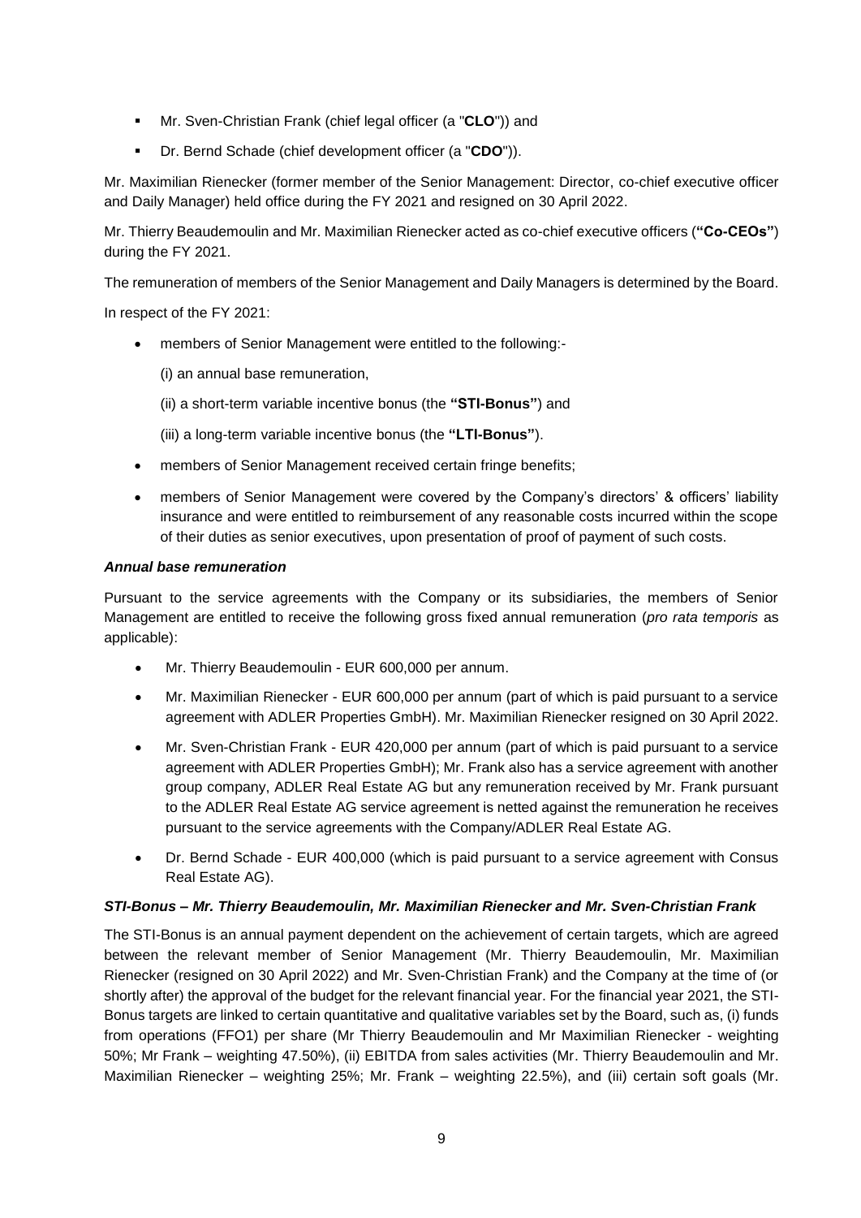- Mr. Sven-Christian Frank (chief legal officer (a "**CLO**")) and
- Dr. Bernd Schade (chief development officer (a "**CDO**")).

Mr. Maximilian Rienecker (former member of the Senior Management: Director, co-chief executive officer and Daily Manager) held office during the FY 2021 and resigned on 30 April 2022.

Mr. Thierry Beaudemoulin and Mr. Maximilian Rienecker acted as co-chief executive officers (**"Co-CEOs"**) during the FY 2021.

The remuneration of members of the Senior Management and Daily Managers is determined by the Board.

In respect of the FY 2021:

- members of Senior Management were entitled to the following:-

  (i) an annual base remuneration,

  (ii) a short-term variable incentive bonus (the **"STI-Bonus"**) and

  (iii) a long-term variable incentive bonus (the **"LTI-Bonus"**).

- members of Senior Management received certain fringe benefits;
- members of Senior Management were covered by the Company's directors' & officers' liability insurance and were entitled to reimbursement of any reasonable costs incurred within the scope of their duties as senior executives, upon presentation of proof of payment of such costs.

***Annual base remuneration***

Pursuant to the service agreements with the Company or its subsidiaries, the members of Senior Management are entitled to receive the following gross fixed annual remuneration (*pro rata temporis* as applicable):

- Mr. Thierry Beaudemoulin - EUR 600,000 per annum.
- Mr. Maximilian Rienecker - EUR 600,000 per annum (part of which is paid pursuant to a service agreement with ADLER Properties GmbH). Mr. Maximilian Rienecker resigned on 30 April 2022.
- Mr. Sven-Christian Frank - EUR 420,000 per annum (part of which is paid pursuant to a service agreement with ADLER Properties GmbH); Mr. Frank also has a service agreement with another group company, ADLER Real Estate AG but any remuneration received by Mr. Frank pursuant to the ADLER Real Estate AG service agreement is netted against the remuneration he receives pursuant to the service agreements with the Company/ADLER Real Estate AG.
- Dr. Bernd Schade - EUR 400,000 (which is paid pursuant to a service agreement with Consus Real Estate AG).

***STI-Bonus – Mr. Thierry Beaudemoulin, Mr. Maximilian Rienecker and Mr. Sven-Christian Frank***

The STI-Bonus is an annual payment dependent on the achievement of certain targets, which are agreed between the relevant member of Senior Management (Mr. Thierry Beaudemoulin, Mr. Maximilian Rienecker (resigned on 30 April 2022) and Mr. Sven-Christian Frank) and the Company at the time of (or shortly after) the approval of the budget for the relevant financial year. For the financial year 2021, the STI-Bonus targets are linked to certain quantitative and qualitative variables set by the Board, such as, (i) funds from operations (FFO1) per share (Mr Thierry Beaudemoulin and Mr Maximilian Rienecker - weighting 50%; Mr Frank – weighting 47.50%), (ii) EBITDA from sales activities (Mr. Thierry Beaudemoulin and Mr. Maximilian Rienecker – weighting 25%; Mr. Frank – weighting 22.5%), and (iii) certain soft goals (Mr.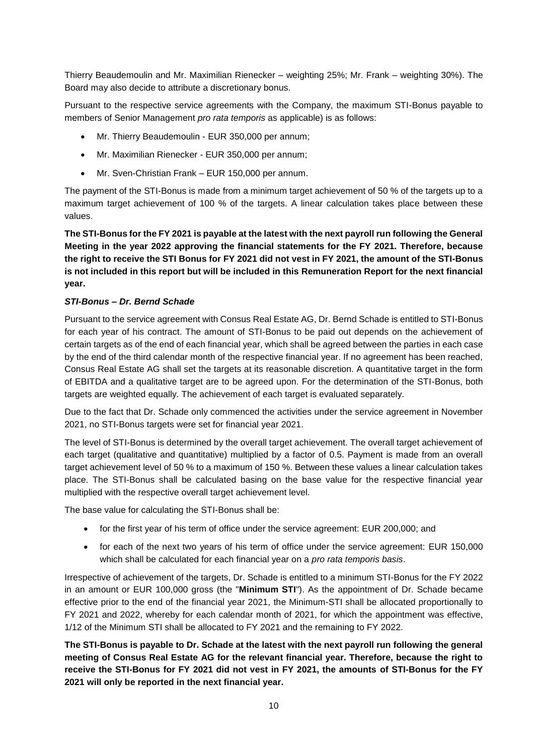Thierry Beaudemoulin and Mr. Maximilian Rienecker – weighting 25%; Mr. Frank – weighting 30%). The Board may also decide to attribute a discretionary bonus.

Pursuant to the respective service agreements with the Company, the maximum STI-Bonus payable to members of Senior Management *pro rata temporis* as applicable) is as follows:

- Mr. Thierry Beaudemoulin - EUR 350,000 per annum;
- Mr. Maximilian Rienecker - EUR 350,000 per annum;
- Mr. Sven-Christian Frank – EUR 150,000 per annum.

The payment of the STI-Bonus is made from a minimum target achievement of 50 % of the targets up to a maximum target achievement of 100 % of the targets. A linear calculation takes place between these values.

**The STI-Bonus for the FY 2021 is payable at the latest with the next payroll run following the General Meeting in the year 2022 approving the financial statements for the FY 2021. Therefore, because the right to receive the STI Bonus for FY 2021 did not vest in FY 2021, the amount of the STI-Bonus is not included in this report but will be included in this Remuneration Report for the next financial year.**

***STI-Bonus – Dr. Bernd Schade***

Pursuant to the service agreement with Consus Real Estate AG, Dr. Bernd Schade is entitled to STI-Bonus for each year of his contract. The amount of STI-Bonus to be paid out depends on the achievement of certain targets as of the end of each financial year, which shall be agreed between the parties in each case by the end of the third calendar month of the respective financial year. If no agreement has been reached, Consus Real Estate AG shall set the targets at its reasonable discretion. A quantitative target in the form of EBITDA and a qualitative target are to be agreed upon. For the determination of the STI-Bonus, both targets are weighted equally. The achievement of each target is evaluated separately.

Due to the fact that Dr. Schade only commenced the activities under the service agreement in November 2021, no STI-Bonus targets were set for financial year 2021.

The level of STI-Bonus is determined by the overall target achievement. The overall target achievement of each target (qualitative and quantitative) multiplied by a factor of 0.5. Payment is made from an overall target achievement level of 50 % to a maximum of 150 %. Between these values a linear calculation takes place. The STI-Bonus shall be calculated basing on the base value for the respective financial year multiplied with the respective overall target achievement level.

The base value for calculating the STI-Bonus shall be:

- for the first year of his term of office under the service agreement: EUR 200,000; and
- for each of the next two years of his term of office under the service agreement: EUR 150,000 which shall be calculated for each financial year on a *pro rata temporis basis*.

Irrespective of achievement of the targets, Dr. Schade is entitled to a minimum STI-Bonus for the FY 2022 in an amount or EUR 100,000 gross (the "**Minimum STI**"). As the appointment of Dr. Schade became effective prior to the end of the financial year 2021, the Minimum-STI shall be allocated proportionally to FY 2021 and 2022, whereby for each calendar month of 2021, for which the appointment was effective, 1/12 of the Minimum STI shall be allocated to FY 2021 and the remaining to FY 2022.

**The STI-Bonus is payable to Dr. Schade at the latest with the next payroll run following the general meeting of Consus Real Estate AG for the relevant financial year. Therefore, because the right to receive the STI-Bonus for FY 2021 did not vest in FY 2021, the amounts of STI-Bonus for the FY 2021 will only be reported in the next financial year.**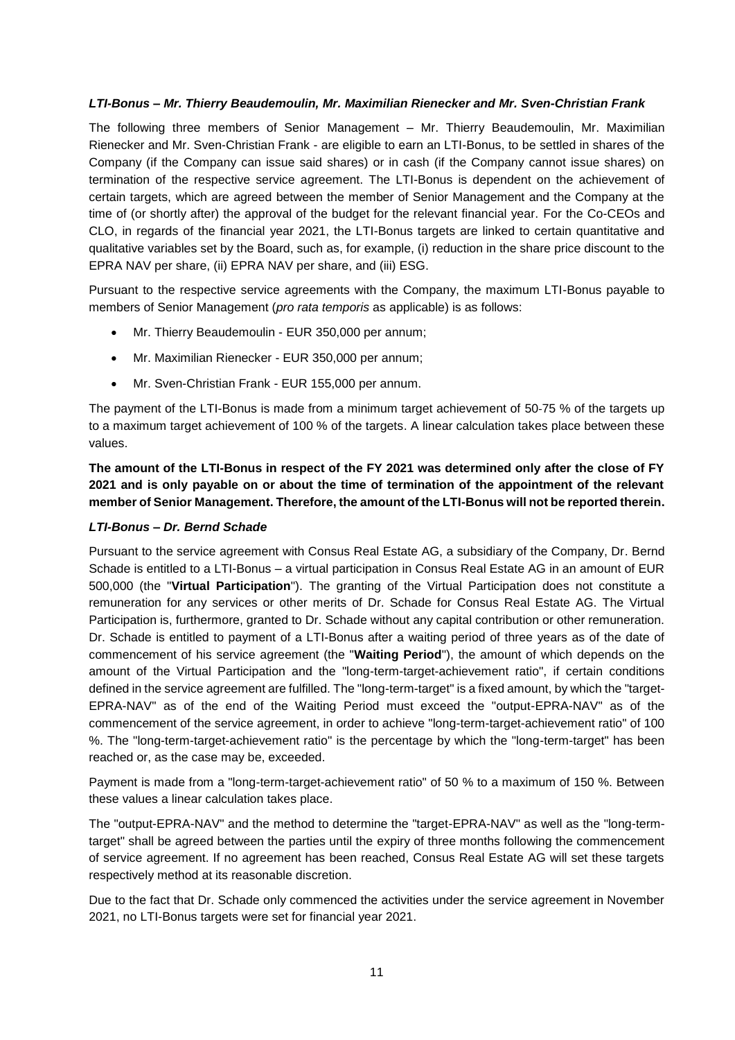### *LTI-Bonus – Mr. Thierry Beaudemoulin, Mr. Maximilian Rienecker and Mr. Sven-Christian Frank*

The following three members of Senior Management – Mr. Thierry Beaudemoulin, Mr. Maximilian Rienecker and Mr. Sven-Christian Frank - are eligible to earn an LTI-Bonus, to be settled in shares of the Company (if the Company can issue said shares) or in cash (if the Company cannot issue shares) on termination of the respective service agreement. The LTI-Bonus is dependent on the achievement of certain targets, which are agreed between the member of Senior Management and the Company at the time of (or shortly after) the approval of the budget for the relevant financial year. For the Co-CEOs and CLO, in regards of the financial year 2021, the LTI-Bonus targets are linked to certain quantitative and qualitative variables set by the Board, such as, for example, (i) reduction in the share price discount to the EPRA NAV per share, (ii) EPRA NAV per share, and (iii) ESG.

Pursuant to the respective service agreements with the Company, the maximum LTI-Bonus payable to members of Senior Management (*pro rata temporis* as applicable) is as follows:

- Mr. Thierry Beaudemoulin - EUR 350,000 per annum;
- Mr. Maximilian Rienecker - EUR 350,000 per annum;
- Mr. Sven-Christian Frank - EUR 155,000 per annum.

The payment of the LTI-Bonus is made from a minimum target achievement of 50-75 % of the targets up to a maximum target achievement of 100 % of the targets. A linear calculation takes place between these values.

**The amount of the LTI-Bonus in respect of the FY 2021 was determined only after the close of FY 2021 and is only payable on or about the time of termination of the appointment of the relevant member of Senior Management. Therefore, the amount of the LTI-Bonus will not be reported therein.**

### *LTI-Bonus – Dr. Bernd Schade*

Pursuant to the service agreement with Consus Real Estate AG, a subsidiary of the Company, Dr. Bernd Schade is entitled to a LTI-Bonus – a virtual participation in Consus Real Estate AG in an amount of EUR 500,000 (the "**Virtual Participation**"). The granting of the Virtual Participation does not constitute a remuneration for any services or other merits of Dr. Schade for Consus Real Estate AG. The Virtual Participation is, furthermore, granted to Dr. Schade without any capital contribution or other remuneration. Dr. Schade is entitled to payment of a LTI-Bonus after a waiting period of three years as of the date of commencement of his service agreement (the "**Waiting Period**"), the amount of which depends on the amount of the Virtual Participation and the "long-term-target-achievement ratio", if certain conditions defined in the service agreement are fulfilled. The "long-term-target" is a fixed amount, by which the "target-EPRA-NAV" as of the end of the Waiting Period must exceed the "output-EPRA-NAV" as of the commencement of the service agreement, in order to achieve "long-term-target-achievement ratio" of 100 %. The "long-term-target-achievement ratio" is the percentage by which the "long-term-target" has been reached or, as the case may be, exceeded.

Payment is made from a "long-term-target-achievement ratio" of 50 % to a maximum of 150 %. Between these values a linear calculation takes place.

The "output-EPRA-NAV" and the method to determine the "target-EPRA-NAV" as well as the "long-term-target" shall be agreed between the parties until the expiry of three months following the commencement of service agreement. If no agreement has been reached, Consus Real Estate AG will set these targets respectively method at its reasonable discretion.

Due to the fact that Dr. Schade only commenced the activities under the service agreement in November 2021, no LTI-Bonus targets were set for financial year 2021.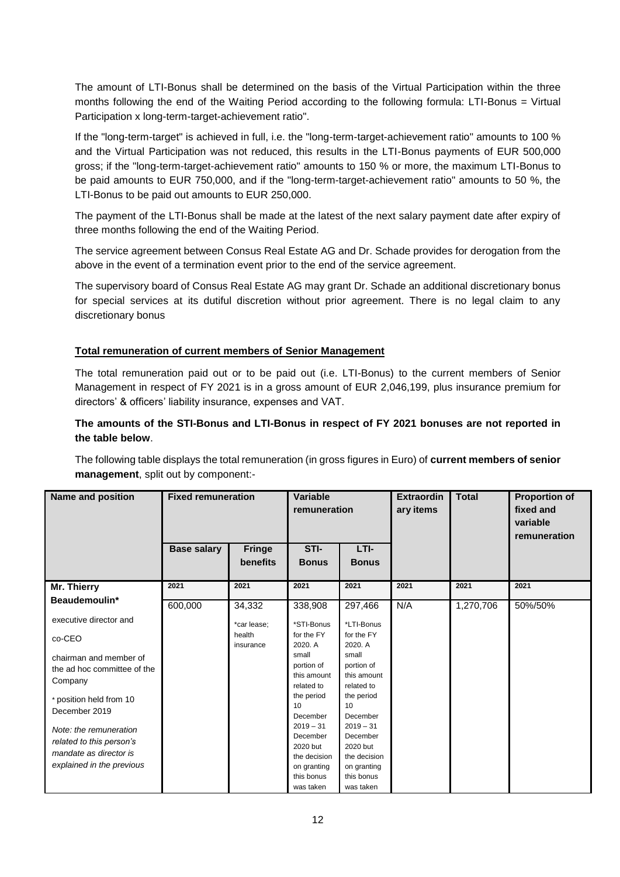The amount of LTI-Bonus shall be determined on the basis of the Virtual Participation within the three months following the end of the Waiting Period according to the following formula: LTI-Bonus = Virtual Participation x long-term-target-achievement ratio".

If the "long-term-target" is achieved in full, i.e. the "long-term-target-achievement ratio" amounts to 100 % and the Virtual Participation was not reduced, this results in the LTI-Bonus payments of EUR 500,000 gross; if the "long-term-target-achievement ratio" amounts to 150 % or more, the maximum LTI-Bonus to be paid amounts to EUR 750,000, and if the "long-term-target-achievement ratio" amounts to 50 %, the LTI-Bonus to be paid out amounts to EUR 250,000.

The payment of the LTI-Bonus shall be made at the latest of the next salary payment date after expiry of three months following the end of the Waiting Period.

The service agreement between Consus Real Estate AG and Dr. Schade provides for derogation from the above in the event of a termination event prior to the end of the service agreement.

The supervisory board of Consus Real Estate AG may grant Dr. Schade an additional discretionary bonus for special services at its dutiful discretion without prior agreement. There is no legal claim to any discretionary bonus

**Total remuneration of current members of Senior Management**

The total remuneration paid out or to be paid out (i.e. LTI-Bonus) to the current members of Senior Management in respect of FY 2021 is in a gross amount of EUR 2,046,199, plus insurance premium for directors' & officers' liability insurance, expenses and VAT.

**The amounts of the STI-Bonus and LTI-Bonus in respect of FY 2021 bonuses are not reported in the table below**.

The following table displays the total remuneration (in gross figures in Euro) of **current members of senior management**, split out by component:-

| Name and position | Fixed remuneration | | Variable remuneration | | Extraordinary items | Total | Proportion of fixed and variable remuneration |
|---|---|---|---|---|---|---|---|
| | Base salary | Fringe benefits | STI-Bonus | LTI-Bonus | | | |
| **Mr. Thierry Beaudemoulin*** | 2021 | 2021 | 2021 | 2021 | 2021 | 2021 | 2021 |
| executive director and co-CEO<br><br>chairman and member of the ad hoc committee of the Company<br><br>* position held from 10 December 2019<br><br>*Note: the remuneration related to this person's mandate as director is explained in the previous* | 600,000 | 34,332<br><br>*car lease; health insurance | 338,908<br><br>*STI-Bonus for the FY 2020. A small portion of this amount related to the period 10 December 2019 – 31 December 2020 but the decision on granting this bonus was taken | 297,466<br><br>*LTI-Bonus for the FY 2020. A small portion of this amount related to the period 10 December 2019 – 31 December 2020 but the decision on granting this bonus was taken | N/A | 1,270,706 | 50%/50% |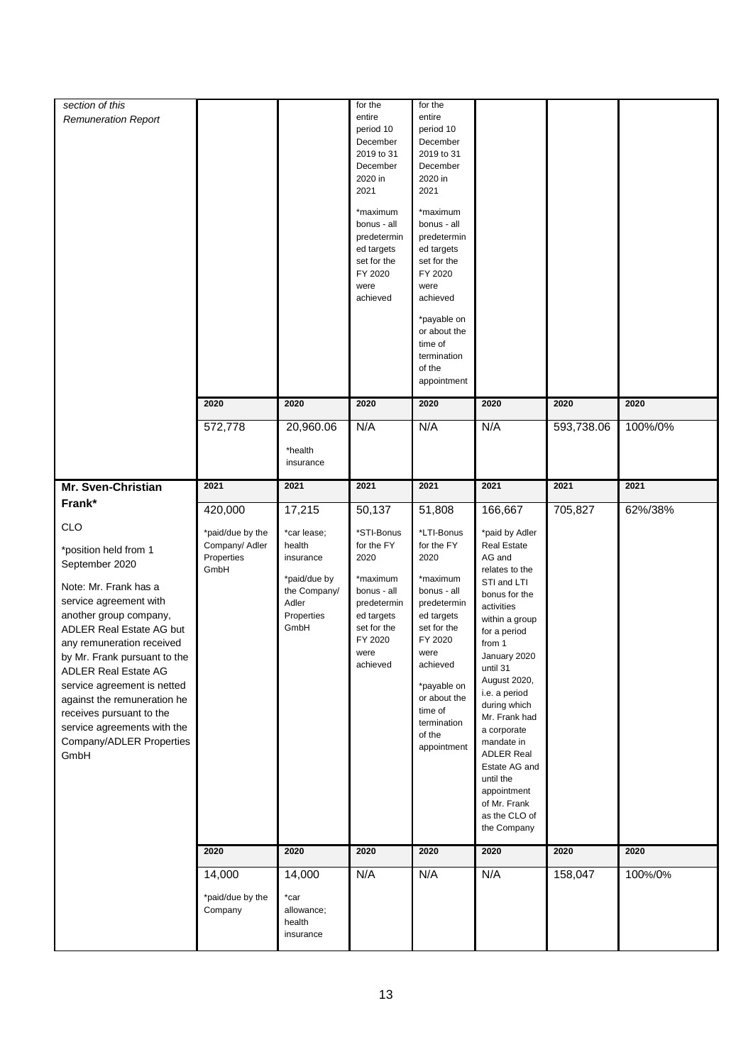| *section of this Remuneration Report* | | | for the entire period 10 December 2019 to 31 December 2020 in 2021<br><br>*maximum bonus - all predetermined targets set for the FY 2020 were achieved | for the entire period 10 December 2019 to 31 December 2020 in 2021<br><br>*maximum bonus - all predetermined targets set for the FY 2020 were achieved<br><br>*payable on or about the time of termination of the appointment | | | |
|---|---|---|---|---|---|---|---|
| | **2020** | **2020** | **2020** | **2020** | **2020** | **2020** | **2020** |
| | 572,778 | 20,960.06<br><br>*health insurance | N/A | N/A | N/A | 593,738.06 | 100%/0% |
| **Mr. Sven-Christian Frank***<br><br>CLO<br><br>*position held from 1 September 2020<br><br>Note: Mr. Frank has a service agreement with another group company, ADLER Real Estate AG but any remuneration received by Mr. Frank pursuant to the ADLER Real Estate AG service agreement is netted against the remuneration he receives pursuant to the service agreements with the Company/ADLER Properties GmbH | **2021** | **2021** | **2021** | **2021** | **2021** | **2021** | **2021** |
| | 420,000<br><br>*paid/due by the Company/ Adler Properties GmbH | 17,215<br><br>*car lease; health insurance<br><br>*paid/due by the Company/ Adler Properties GmbH | 50,137<br><br>*STI-Bonus for the FY 2020<br><br>*maximum bonus - all predetermined targets set for the FY 2020 were achieved | 51,808<br><br>*LTI-Bonus for the FY 2020<br><br>*maximum bonus - all predetermined targets set for the FY 2020 were achieved<br><br>*payable on or about the time of termination of the appointment | 166,667<br><br>*paid by Adler Real Estate AG and relates to the STI and LTI bonus for the activities within a group for a period from 1 January 2020 until 31 August 2020, i.e. a period during which Mr. Frank had a corporate mandate in ADLER Real Estate AG and until the appointment of Mr. Frank as the CLO of the Company | 705,827 | 62%/38% |
| | **2020** | **2020** | **2020** | **2020** | **2020** | **2020** | **2020** |
| | 14,000<br><br>*paid/due by the Company | 14,000<br><br>*car allowance; health insurance | N/A | N/A | N/A | 158,047 | 100%/0% |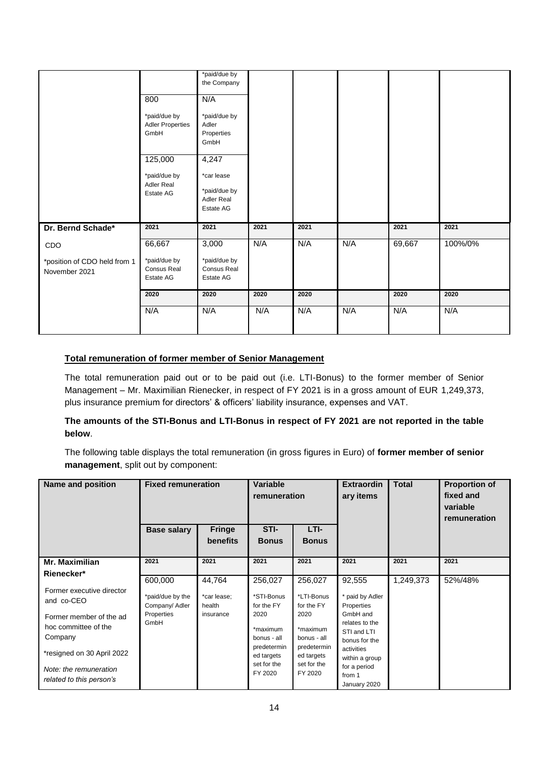| | | | | | | | |
|---|---|---|---|---|---|---|---|
| | | *paid/due by the Company | | | | | |
| | 800<br>*paid/due by Adler Properties GmbH | N/A<br>*paid/due by Adler Properties GmbH | | | | | |
| | 125,000<br>*paid/due by Adler Real Estate AG | 4,247<br>*car lease<br>*paid/due by Adler Real Estate AG | | | | | |
| **Dr. Bernd Schade*** | 2021 | 2021 | 2021 | 2021 | | 2021 | 2021 |
| CDO<br>*position of CDO held from 1 November 2021 | 66,667<br>*paid/due by Consus Real Estate AG | 3,000<br>*paid/due by Consus Real Estate AG | N/A | N/A | N/A | 69,667 | 100%/0% |
| | 2020 | 2020 | 2020 | 2020 | | 2020 | 2020 |
| | N/A | N/A | N/A | N/A | N/A | N/A | N/A |

**Total remuneration of former member of Senior Management**

The total remuneration paid out or to be paid out (i.e. LTI-Bonus) to the former member of Senior Management – Mr. Maximilian Rienecker, in respect of FY 2021 is in a gross amount of EUR 1,249,373, plus insurance premium for directors' & officers' liability insurance, expenses and VAT.

**The amounts of the STI-Bonus and LTI-Bonus in respect of FY 2021 are not reported in the table below**.

The following table displays the total remuneration (in gross figures in Euro) of **former member of senior management**, split out by component:

| Name and position | Fixed remuneration | | Variable remuneration | | Extraordinary items | Total | Proportion of fixed and variable remuneration |
|---|---|---|---|---|---|---|---|
| | Base salary | Fringe benefits | STI-Bonus | LTI-Bonus | | | |
| **Mr. Maximilian Rienecker*** | 2021 | 2021 | 2021 | 2021 | 2021 | 2021 | 2021 |
| Former executive director and co-CEO<br>Former member of the ad hoc committee of the Company<br>*resigned on 30 April 2022<br>*Note: the remuneration related to this person's* | 600,000<br>*paid/due by the Company/ Adler Properties GmbH | 44,764<br>*car lease; health insurance | 256,027<br>*STI-Bonus for the FY 2020<br>*maximum bonus - all predetermined targets set for the FY 2020 | 256,027<br>*LTI-Bonus for the FY 2020<br>*maximum bonus - all predetermined targets set for the FY 2020 | 92,555<br>* paid by Adler Properties GmbH and relates to the STI and LTI bonus for the activities within a group for a period from 1 January 2020 | 1,249,373 | 52%/48% |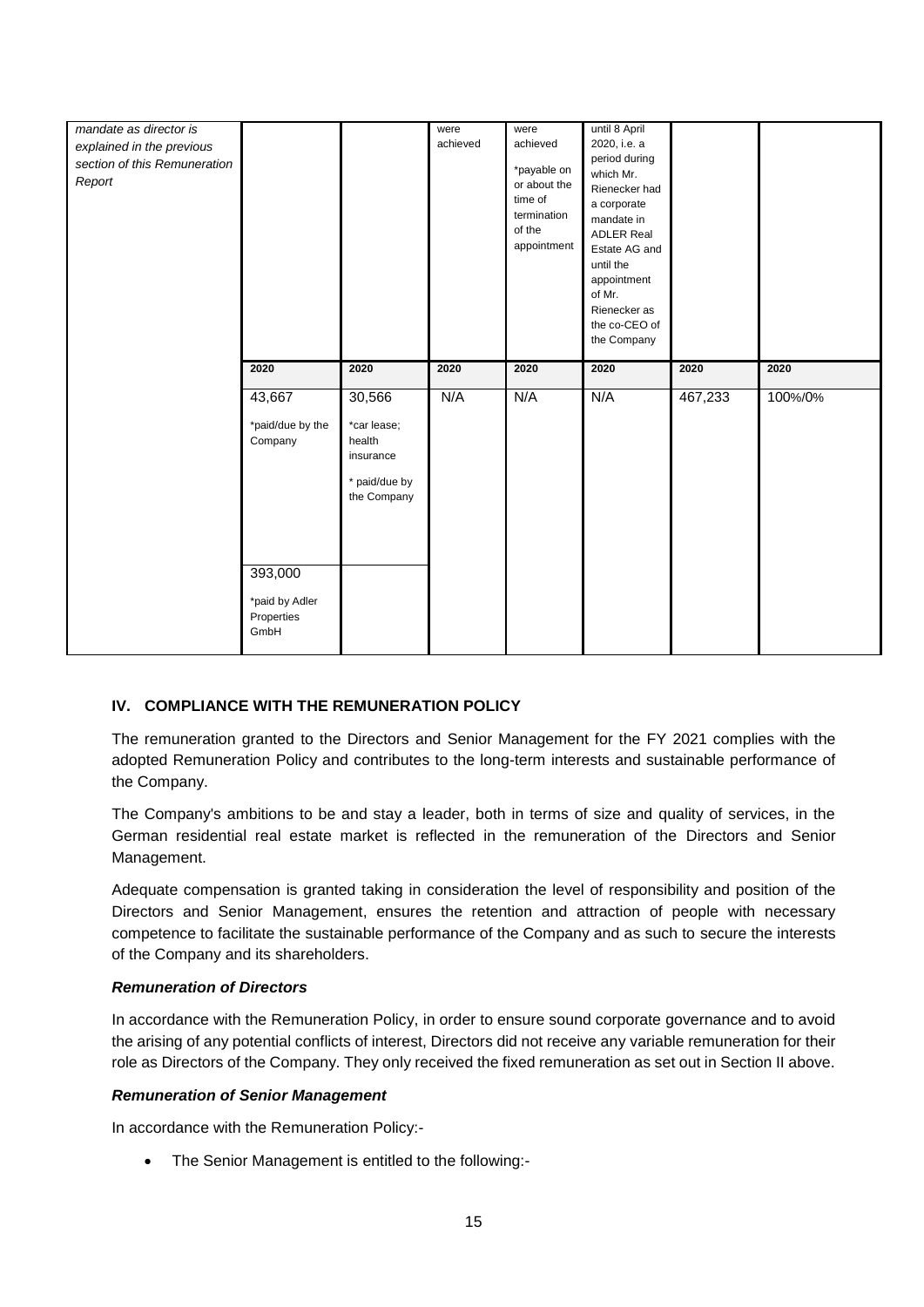| mandate as director is explained in the previous section of this Remuneration Report | | | were achieved | were achieved<br><br>*payable on or about the time of termination of the appointment | until 8 April 2020, i.e. a period during which Mr. Rienecker had a corporate mandate in ADLER Real Estate AG and until the appointment of Mr. Rienecker as the co-CEO of the Company | | |
|---|---|---|---|---|---|---|---|
| | 2020 | 2020 | 2020 | 2020 | 2020 | 2020 | 2020 |
| | 43,667<br><br>*paid/due by the Company | 30,566<br><br>*car lease; health insurance<br><br>* paid/due by the Company | N/A | N/A | N/A | 467,233 | 100%/0% |
| | 393,000<br><br>*paid by Adler Properties GmbH | | | | | | |

## IV. COMPLIANCE WITH THE REMUNERATION POLICY

The remuneration granted to the Directors and Senior Management for the FY 2021 complies with the adopted Remuneration Policy and contributes to the long-term interests and sustainable performance of the Company.

The Company's ambitions to be and stay a leader, both in terms of size and quality of services, in the German residential real estate market is reflected in the remuneration of the Directors and Senior Management.

Adequate compensation is granted taking in consideration the level of responsibility and position of the Directors and Senior Management, ensures the retention and attraction of people with necessary competence to facilitate the sustainable performance of the Company and as such to secure the interests of the Company and its shareholders.

### *Remuneration of Directors*

In accordance with the Remuneration Policy, in order to ensure sound corporate governance and to avoid the arising of any potential conflicts of interest, Directors did not receive any variable remuneration for their role as Directors of the Company. They only received the fixed remuneration as set out in Section II above.

### *Remuneration of Senior Management*

In accordance with the Remuneration Policy:-

- The Senior Management is entitled to the following:-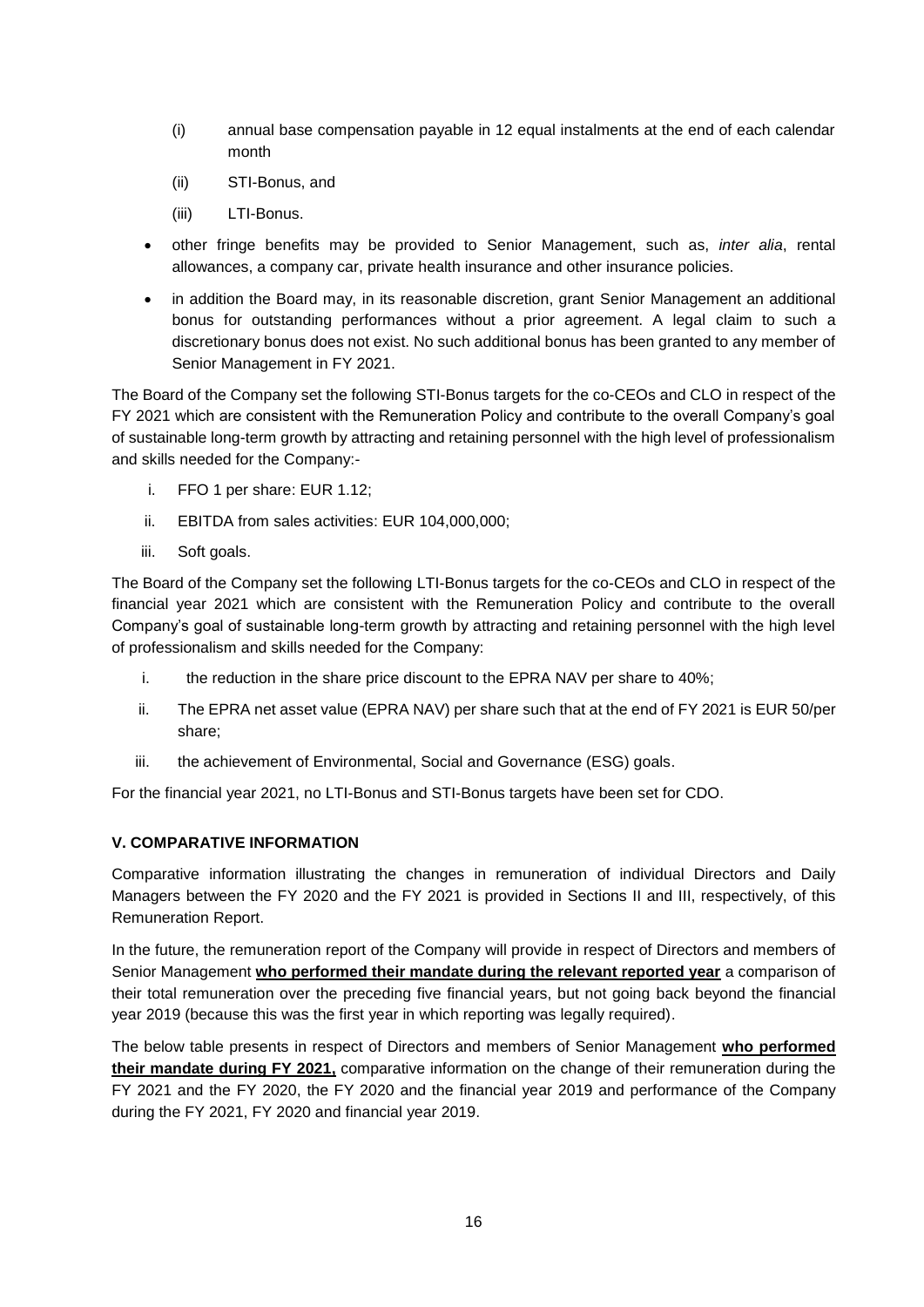(i) annual base compensation payable in 12 equal instalments at the end of each calendar month

(ii) STI-Bonus, and

(iii) LTI-Bonus.

- other fringe benefits may be provided to Senior Management, such as, *inter alia*, rental allowances, a company car, private health insurance and other insurance policies.
- in addition the Board may, in its reasonable discretion, grant Senior Management an additional bonus for outstanding performances without a prior agreement. A legal claim to such a discretionary bonus does not exist. No such additional bonus has been granted to any member of Senior Management in FY 2021.

The Board of the Company set the following STI-Bonus targets for the co-CEOs and CLO in respect of the FY 2021 which are consistent with the Remuneration Policy and contribute to the overall Company's goal of sustainable long-term growth by attracting and retaining personnel with the high level of professionalism and skills needed for the Company:-

i. FFO 1 per share: EUR 1.12;

ii. EBITDA from sales activities: EUR 104,000,000;

iii. Soft goals.

The Board of the Company set the following LTI-Bonus targets for the co-CEOs and CLO in respect of the financial year 2021 which are consistent with the Remuneration Policy and contribute to the overall Company's goal of sustainable long-term growth by attracting and retaining personnel with the high level of professionalism and skills needed for the Company:

i. the reduction in the share price discount to the EPRA NAV per share to 40%;

ii. The EPRA net asset value (EPRA NAV) per share such that at the end of FY 2021 is EUR 50/per share;

iii. the achievement of Environmental, Social and Governance (ESG) goals.

For the financial year 2021, no LTI-Bonus and STI-Bonus targets have been set for CDO.

## V. COMPARATIVE INFORMATION

Comparative information illustrating the changes in remuneration of individual Directors and Daily Managers between the FY 2020 and the FY 2021 is provided in Sections II and III, respectively, of this Remuneration Report.

In the future, the remuneration report of the Company will provide in respect of Directors and members of Senior Management **who performed their mandate during the relevant reported year** a comparison of their total remuneration over the preceding five financial years, but not going back beyond the financial year 2019 (because this was the first year in which reporting was legally required).

The below table presents in respect of Directors and members of Senior Management **who performed their mandate during FY 2021,** comparative information on the change of their remuneration during the FY 2021 and the FY 2020, the FY 2020 and the financial year 2019 and performance of the Company during the FY 2021, FY 2020 and financial year 2019.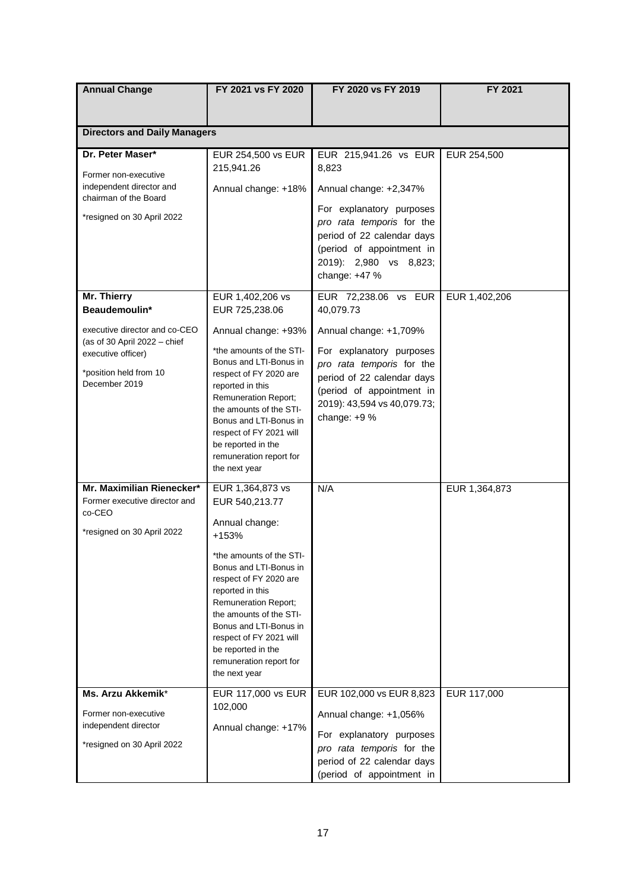| Annual Change | FY 2021 vs FY 2020 | FY 2020 vs FY 2019 | FY 2021 |
|---|---|---|---|
| **Directors and Daily Managers** | | | |
| **Dr. Peter Maser***<br>Former non-executive independent director and chairman of the Board<br>*resigned on 30 April 2022 | EUR 254,500 vs EUR 215,941.26<br>Annual change: +18% | EUR 215,941.26 vs EUR 8,823<br>Annual change: +2,347%<br>For explanatory purposes *pro rata temporis* for the period of 22 calendar days (period of appointment in 2019): 2,980 vs 8,823; change: +47 % | EUR 254,500 |
| **Mr. Thierry Beaudemoulin***<br>executive director and co-CEO (as of 30 April 2022 – chief executive officer)<br>*position held from 10 December 2019 | EUR 1,402,206 vs EUR 725,238.06<br>Annual change: +93%<br>*the amounts of the STI-Bonus and LTI-Bonus in respect of FY 2020 are reported in this Remuneration Report; the amounts of the STI-Bonus and LTI-Bonus in respect of FY 2021 will be reported in the remuneration report for the next year | EUR 72,238.06 vs EUR 40,079.73<br>Annual change: +1,709%<br>For explanatory purposes *pro rata temporis* for the period of 22 calendar days (period of appointment in 2019): 43,594 vs 40,079.73; change: +9 % | EUR 1,402,206 |
| **Mr. Maximilian Rienecker***<br>Former executive director and co-CEO<br>*resigned on 30 April 2022 | EUR 1,364,873 vs EUR 540,213.77<br>Annual change: +153%<br>*the amounts of the STI-Bonus and LTI-Bonus in respect of FY 2020 are reported in this Remuneration Report; the amounts of the STI-Bonus and LTI-Bonus in respect of FY 2021 will be reported in the remuneration report for the next year | N/A | EUR 1,364,873 |
| **Ms. Arzu Akkemik***<br>Former non-executive independent director<br>*resigned on 30 April 2022 | EUR 117,000 vs EUR 102,000<br>Annual change: +17% | EUR 102,000 vs EUR 8,823<br>Annual change: +1,056%<br>For explanatory purposes *pro rata temporis* for the period of 22 calendar days (period of appointment in | EUR 117,000 |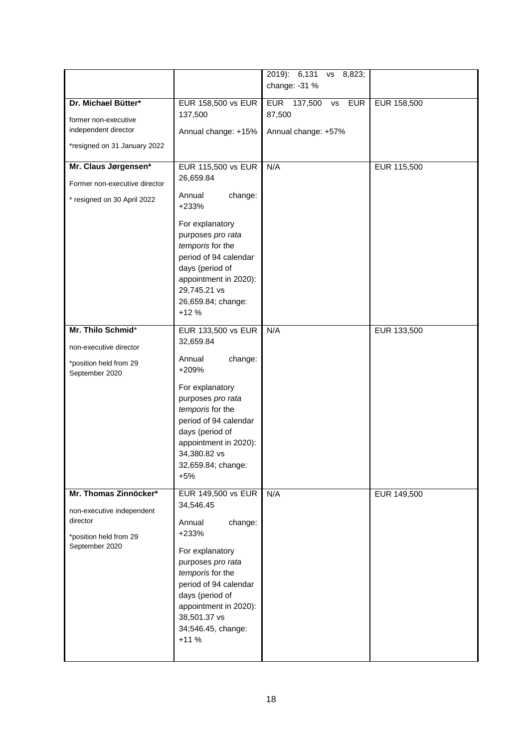| | | 2019): 6,131 vs 8,823; change: -31 % | |
|---|---|---|---|
| **Dr. Michael Bütter***<br>former non-executive independent director<br>*resigned on 31 January 2022 | EUR 158,500 vs EUR 137,500<br>Annual change: +15% | EUR 137,500 vs EUR 87,500<br>Annual change: +57% | EUR 158,500 |
| **Mr. Claus Jørgensen***<br>Former non-executive director<br>* resigned on 30 April 2022 | EUR 115,500 vs EUR 26,659.84<br>Annual change: +233%<br>For explanatory purposes *pro rata temporis* for the period of 94 calendar days (period of appointment in 2020): 29,745.21 vs 26,659.84; change: +12 % | N/A | EUR 115,500 |
| **Mr. Thilo Schmid***<br>non-executive director<br>*position held from 29 September 2020 | EUR 133,500 vs EUR 32,659.84<br>Annual change: +209%<br>For explanatory purposes *pro rata temporis* for the period of 94 calendar days (period of appointment in 2020): 34,380.82 vs 32,659.84; change: +5% | N/A | EUR 133,500 |
| **Mr. Thomas Zinnöcker***<br>non-executive independent director<br>*position held from 29 September 2020 | EUR 149,500 vs EUR 34,546.45<br>Annual change: +233%<br>For explanatory purposes *pro rata temporis* for the period of 94 calendar days (period of appointment in 2020): 38,501.37 vs 34;546.45, change: +11 % | N/A | EUR 149,500 |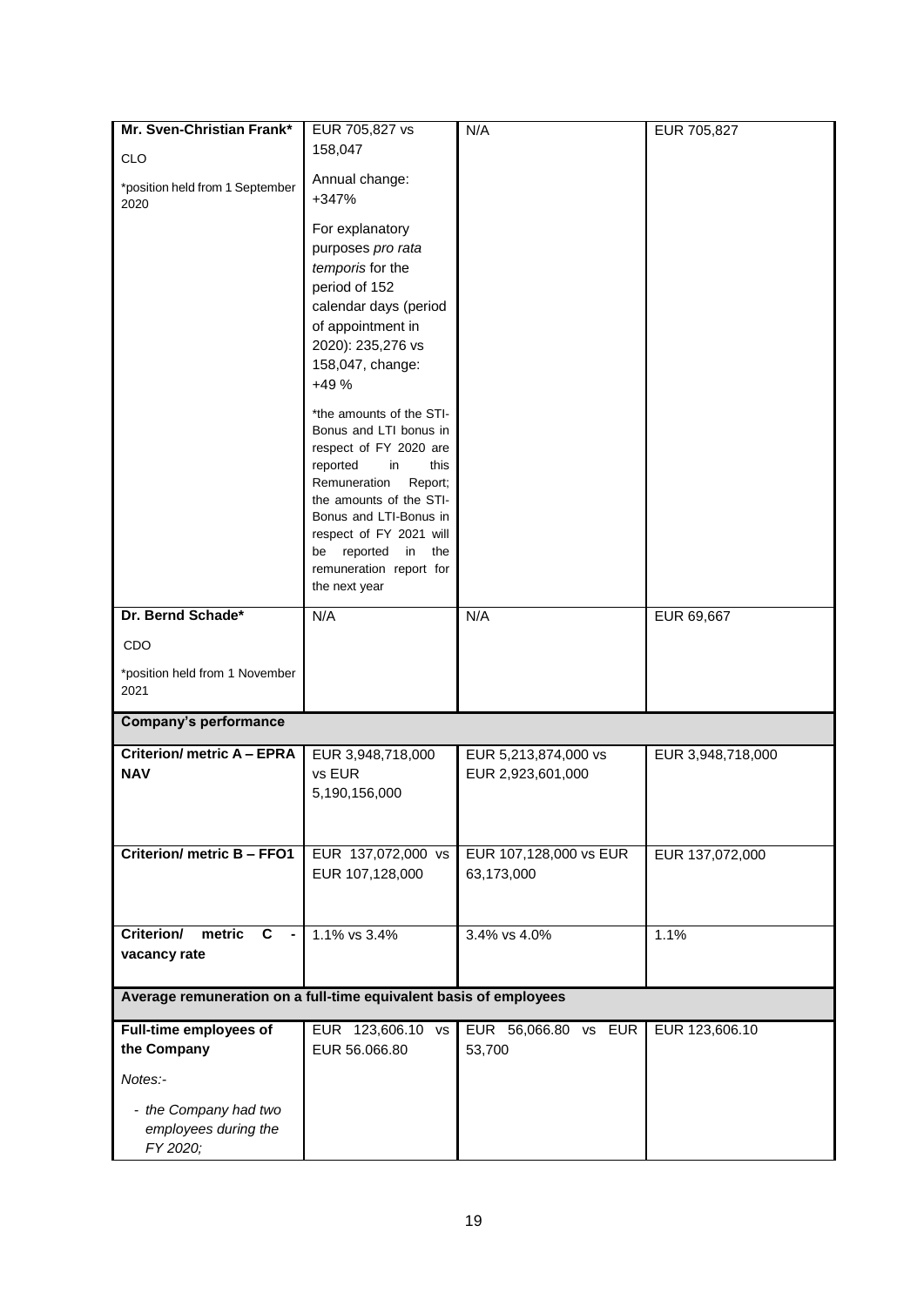| | | | |
|---|---|---|---|
| **Mr. Sven-Christian Frank***<br><br>CLO<br><br>*position held from 1 September 2020 | EUR 705,827 vs 158,047<br><br>Annual change: +347%<br><br>For explanatory purposes *pro rata temporis* for the period of 152 calendar days (period of appointment in 2020): 235,276 vs 158,047, change: +49 %<br><br>*the amounts of the STI-Bonus and LTI bonus in respect of FY 2020 are reported in this Remuneration Report; the amounts of the STI-Bonus and LTI-Bonus in respect of FY 2021 will be reported in the remuneration report for the next year | N/A | EUR 705,827 |
| **Dr. Bernd Schade***<br><br>CDO<br><br>*position held from 1 November 2021 | N/A | N/A | EUR 69,667 |
| **Company's performance** | | | |
| **Criterion/ metric A – EPRA NAV** | EUR 3,948,718,000 vs EUR 5,190,156,000 | EUR 5,213,874,000 vs EUR 2,923,601,000 | EUR 3,948,718,000 |
| **Criterion/ metric B – FFO1** | EUR 137,072,000 vs EUR 107,128,000 | EUR 107,128,000 vs EUR 63,173,000 | EUR 137,072,000 |
| **Criterion/ metric C - vacancy rate** | 1.1% vs 3.4% | 3.4% vs 4.0% | 1.1% |
| **Average remuneration on a full-time equivalent basis of employees** | | | |
| **Full-time employees of the Company**<br><br>*Notes:-*<br><br>- *the Company had two employees during the FY 2020;* | EUR 123,606.10 vs EUR 56.066.80 | EUR 56,066.80 vs EUR 53,700 | EUR 123,606.10 |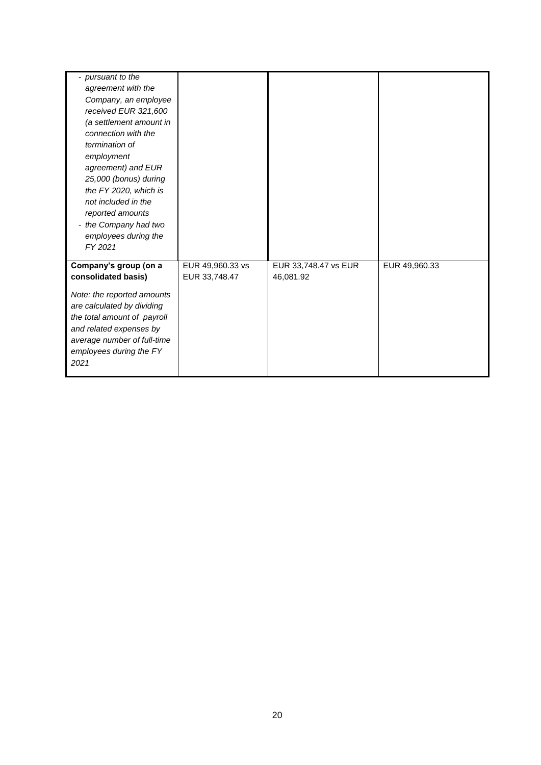| | | | |
|---|---|---|---|
| - *pursuant to the agreement with the Company, an employee received EUR 321,600 (a settlement amount in connection with the termination of employment agreement) and EUR 25,000 (bonus) during the FY 2020, which is not included in the reported amounts*<br>- *the Company had two employees during the FY 2021* | | | |
| **Company's group (on a consolidated basis)**<br><br>*Note: the reported amounts are calculated by dividing the total amount of payroll and related expenses by average number of full-time employees during the FY 2021* | EUR 49,960.33 vs EUR 33,748.47 | EUR 33,748.47 vs EUR 46,081.92 | EUR 49,960.33 |